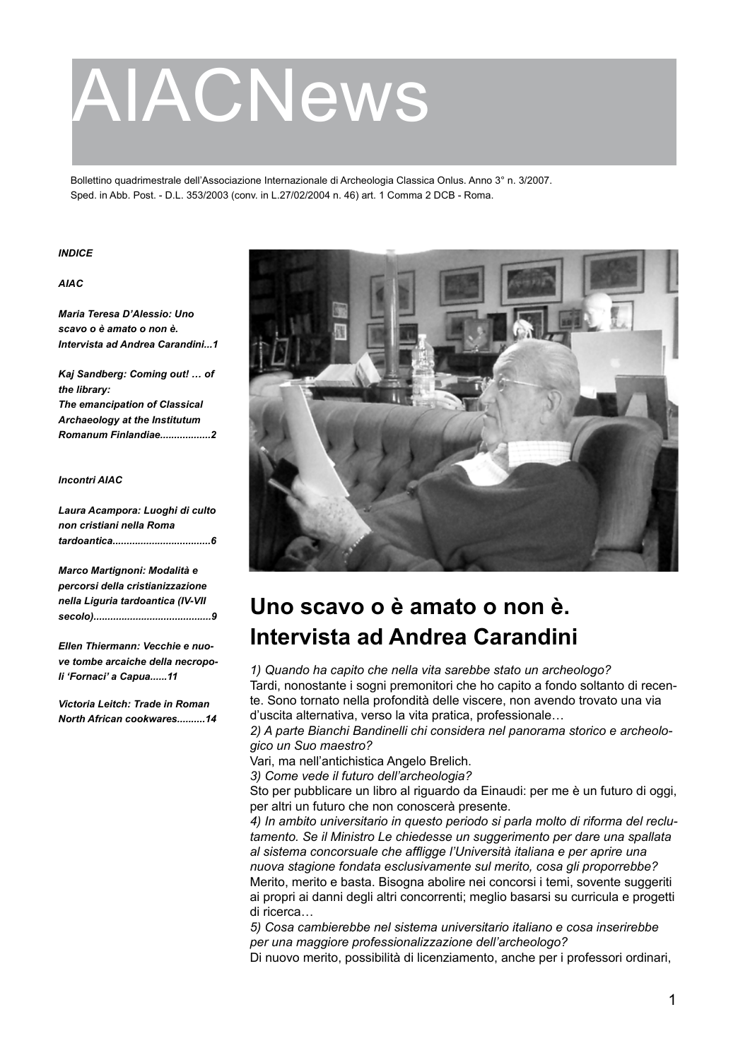# AIACNews

Bollettino quadrimestrale dell'Associazione Internazionale di Archeologia Classica Onlus. Anno 3° n. 3/2007.
Sped. in Abb. Post. - D.L. 353/2003 (conv. in L.27/02/2004 n. 46) art. 1 Comma 2 DCB - Roma.

***INDICE***

***AIAC***

***Maria Teresa D'Alessio: Uno scavo o è amato o non è. Intervista ad Andrea Carandini...1***

***Kaj Sandberg: Coming out! … of the library: The emancipation of Classical Archaeology at the Institutum Romanum Finlandiae..................2***

***Incontri AIAC***

***Laura Acampora: Luoghi di culto non cristiani nella Roma tardoantica..................................6***

***Marco Martignoni: Modalità e percorsi della cristianizzazione nella Liguria tardoantica (IV-VII secolo).........................................9***

***Ellen Thiermann: Vecchie e nuove tombe arcaiche della necropoli 'Fornaci' a Capua......11***

***Victoria Leitch: Trade in Roman North African cookwares..........14***

## Uno scavo o è amato o non è. Intervista ad Andrea Carandini

*1) Quando ha capito che nella vita sarebbe stato un archeologo?*
Tardi, nonostante i sogni premonitori che ho capito a fondo soltanto di recente. Sono tornato nella profondità delle viscere, non avendo trovato una via d'uscita alternativa, verso la vita pratica, professionale…

*2) A parte Bianchi Bandinelli chi considera nel panorama storico e archeologico un Suo maestro?*
Vari, ma nell'antichistica Angelo Brelich.

*3) Come vede il futuro dell'archeologia?*
Sto per pubblicare un libro al riguardo da Einaudi: per me è un futuro di oggi, per altri un futuro che non conoscerà presente.

*4) In ambito universitario in questo periodo si parla molto di riforma del reclutamento. Se il Ministro Le chiedesse un suggerimento per dare una spallata al sistema concorsuale che affligge l'Università italiana e per aprire una nuova stagione fondata esclusivamente sul merito, cosa gli proporrebbe?*
Merito, merito e basta. Bisogna abolire nei concorsi i temi, sovente suggeriti ai propri ai danni degli altri concorrenti; meglio basarsi su curricula e progetti di ricerca…

*5) Cosa cambierebbe nel sistema universitario italiano e cosa inserirebbe per una maggiore professionalizzazione dell'archeologo?*
Di nuovo merito, possibilità di licenziamento, anche per i professori ordinari,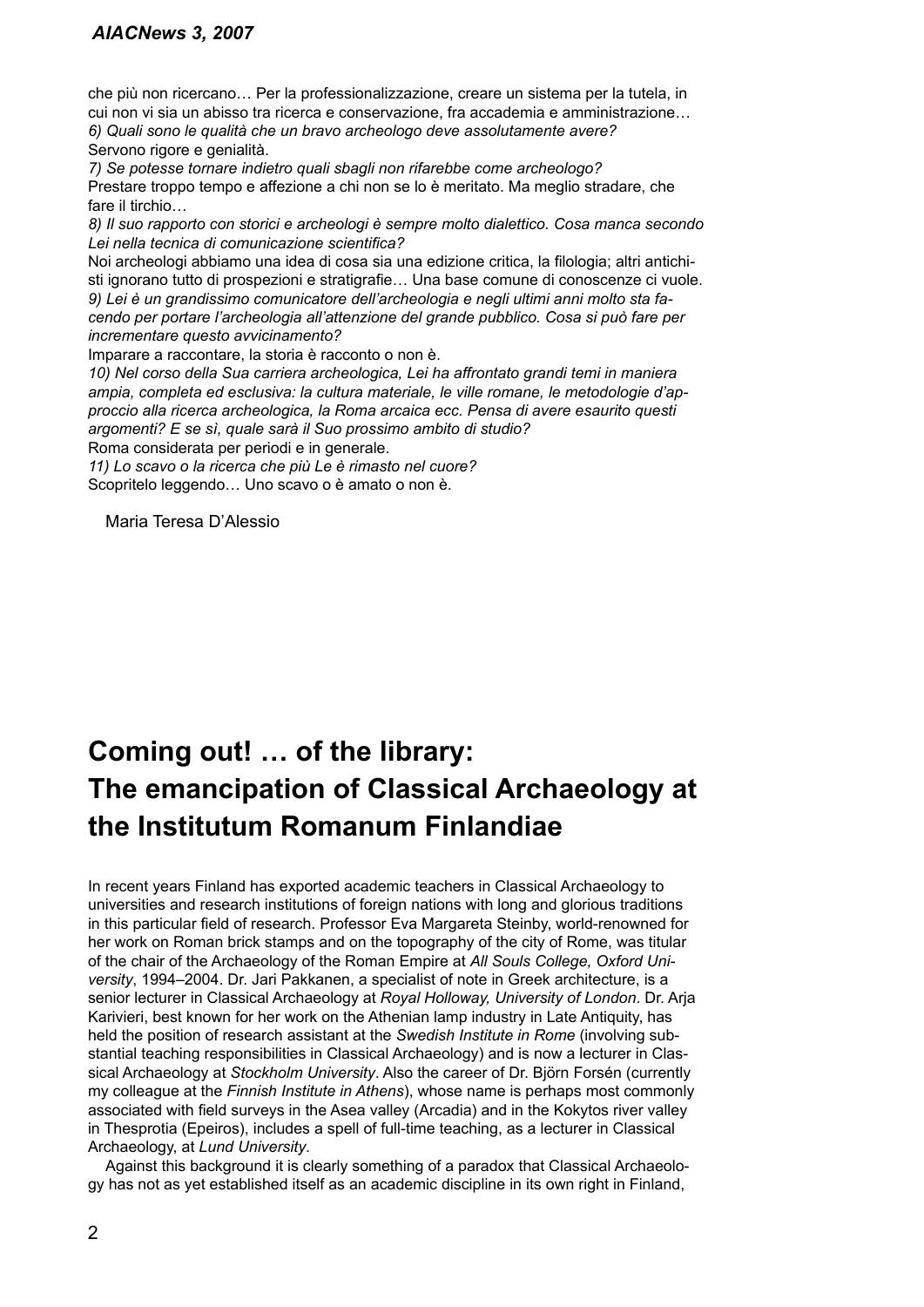che più non ricercano… Per la professionalizzazione, creare un sistema per la tutela, in cui non vi sia un abisso tra ricerca e conservazione, fra accademia e amministrazione…

*6) Quali sono le qualità che un bravo archeologo deve assolutamente avere?*

Servono rigore e genialità.

*7) Se potesse tornare indietro quali sbagli non rifarebbe come archeologo?*

Prestare troppo tempo e affezione a chi non se lo è meritato. Ma meglio stradare, che fare il tirchio…

*8) Il suo rapporto con storici e archeologi è sempre molto dialettico. Cosa manca secondo Lei nella tecnica di comunicazione scientifica?*

Noi archeologi abbiamo una idea di cosa sia una edizione critica, la filologia; altri antichisti ignorano tutto di prospezioni e stratigrafie… Una base comune di conoscenze ci vuole.

*9) Lei è un grandissimo comunicatore dell'archeologia e negli ultimi anni molto sta facendo per portare l'archeologia all'attenzione del grande pubblico. Cosa si può fare per incrementare questo avvicinamento?*

Imparare a raccontare, la storia è racconto o non è.

*10) Nel corso della Sua carriera archeologica, Lei ha affrontato grandi temi in maniera ampia, completa ed esclusiva: la cultura materiale, le ville romane, le metodologie d'approccio alla ricerca archeologica, la Roma arcaica ecc. Pensa di avere esaurito questi argomenti? E se sì, quale sarà il Suo prossimo ambito di studio?*

Roma considerata per periodi e in generale.

*11) Lo scavo o la ricerca che più Le è rimasto nel cuore?*

Scopritelo leggendo… Uno scavo o è amato o non è.

Maria Teresa D'Alessio

# Coming out! … of the library: The emancipation of Classical Archaeology at the Institutum Romanum Finlandiae

In recent years Finland has exported academic teachers in Classical Archaeology to universities and research institutions of foreign nations with long and glorious traditions in this particular field of research. Professor Eva Margareta Steinby, world-renowned for her work on Roman brick stamps and on the topography of the city of Rome, was titular of the chair of the Archaeology of the Roman Empire at *All Souls College, Oxford University*, 1994–2004. Dr. Jari Pakkanen, a specialist of note in Greek architecture, is a senior lecturer in Classical Archaeology at *Royal Holloway, University of London*. Dr. Arja Karivieri, best known for her work on the Athenian lamp industry in Late Antiquity, has held the position of research assistant at the *Swedish Institute in Rome* (involving substantial teaching responsibilities in Classical Archaeology) and is now a lecturer in Classical Archaeology at *Stockholm University*. Also the career of Dr. Björn Forsén (currently my colleague at the *Finnish Institute in Athens*), whose name is perhaps most commonly associated with field surveys in the Asea valley (Arcadia) and in the Kokytos river valley in Thesprotia (Epeiros), includes a spell of full-time teaching, as a lecturer in Classical Archaeology, at *Lund University*.

Against this background it is clearly something of a paradox that Classical Archaeology has not as yet established itself as an academic discipline in its own right in Finland,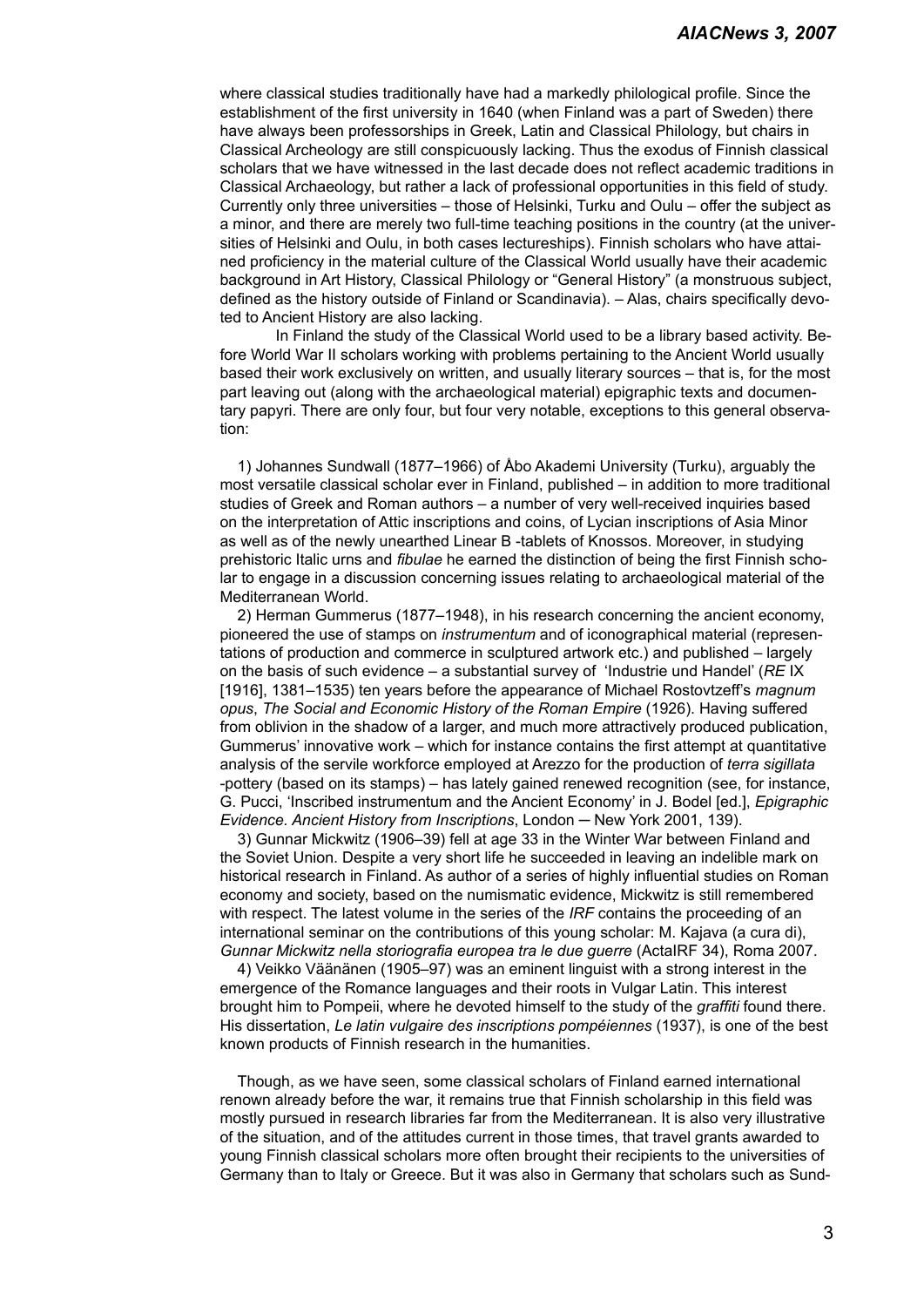where classical studies traditionally have had a markedly philological profile. Since the establishment of the first university in 1640 (when Finland was a part of Sweden) there have always been professorships in Greek, Latin and Classical Philology, but chairs in Classical Archeology are still conspicuously lacking. Thus the exodus of Finnish classical scholars that we have witnessed in the last decade does not reflect academic traditions in Classical Archaeology, but rather a lack of professional opportunities in this field of study. Currently only three universities – those of Helsinki, Turku and Oulu – offer the subject as a minor, and there are merely two full-time teaching positions in the country (at the universities of Helsinki and Oulu, in both cases lectureships). Finnish scholars who have attained proficiency in the material culture of the Classical World usually have their academic background in Art History, Classical Philology or "General History" (a monstruous subject, defined as the history outside of Finland or Scandinavia). – Alas, chairs specifically devoted to Ancient History are also lacking.

In Finland the study of the Classical World used to be a library based activity. Before World War II scholars working with problems pertaining to the Ancient World usually based their work exclusively on written, and usually literary sources – that is, for the most part leaving out (along with the archaeological material) epigraphic texts and documentary papyri. There are only four, but four very notable, exceptions to this general observation:

1) Johannes Sundwall (1877–1966) of Åbo Akademi University (Turku), arguably the most versatile classical scholar ever in Finland, published – in addition to more traditional studies of Greek and Roman authors – a number of very well-received inquiries based on the interpretation of Attic inscriptions and coins, of Lycian inscriptions of Asia Minor as well as of the newly unearthed Linear B -tablets of Knossos. Moreover, in studying prehistoric Italic urns and *fibulae* he earned the distinction of being the first Finnish scholar to engage in a discussion concerning issues relating to archaeological material of the Mediterranean World.

2) Herman Gummerus (1877–1948), in his research concerning the ancient economy, pioneered the use of stamps on *instrumentum* and of iconographical material (representations of production and commerce in sculptured artwork etc.) and published – largely on the basis of such evidence – a substantial survey of 'Industrie und Handel' (*RE* IX [1916], 1381–1535) ten years before the appearance of Michael Rostovtzeff's *magnum opus*, *The Social and Economic History of the Roman Empire* (1926). Having suffered from oblivion in the shadow of a larger, and much more attractively produced publication, Gummerus' innovative work – which for instance contains the first attempt at quantitative analysis of the servile workforce employed at Arezzo for the production of *terra sigillata* -pottery (based on its stamps) – has lately gained renewed recognition (see, for instance, G. Pucci, 'Inscribed instrumentum and the Ancient Economy' in J. Bodel [ed.], *Epigraphic Evidence. Ancient History from Inscriptions*, London ─ New York 2001, 139).

3) Gunnar Mickwitz (1906–39) fell at age 33 in the Winter War between Finland and the Soviet Union. Despite a very short life he succeeded in leaving an indelible mark on historical research in Finland. As author of a series of highly influential studies on Roman economy and society, based on the numismatic evidence, Mickwitz is still remembered with respect. The latest volume in the series of the *IRF* contains the proceeding of an international seminar on the contributions of this young scholar: M. Kajava (a cura di), *Gunnar Mickwitz nella storiografia europea tra le due guerre* (ActaIRF 34), Roma 2007.

4) Veikko Väänänen (1905–97) was an eminent linguist with a strong interest in the emergence of the Romance languages and their roots in Vulgar Latin. This interest brought him to Pompeii, where he devoted himself to the study of the *graffiti* found there. His dissertation, *Le latin vulgaire des inscriptions pompéiennes* (1937), is one of the best known products of Finnish research in the humanities.

Though, as we have seen, some classical scholars of Finland earned international renown already before the war, it remains true that Finnish scholarship in this field was mostly pursued in research libraries far from the Mediterranean. It is also very illustrative of the situation, and of the attitudes current in those times, that travel grants awarded to young Finnish classical scholars more often brought their recipients to the universities of Germany than to Italy or Greece. But it was also in Germany that scholars such as Sund-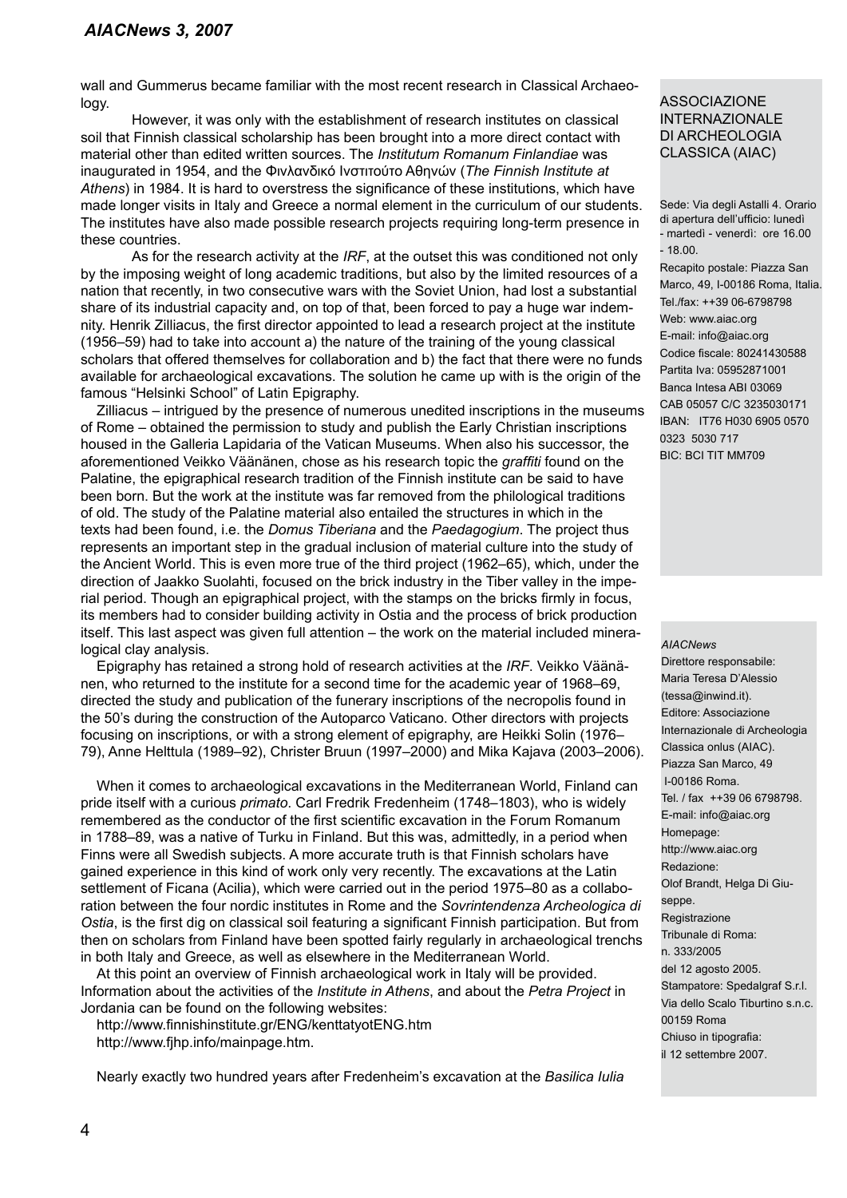wall and Gummerus became familiar with the most recent research in Classical Archaeology.

However, it was only with the establishment of research institutes on classical soil that Finnish classical scholarship has been brought into a more direct contact with material other than edited written sources. The *Institutum Romanum Finlandiae* was inaugurated in 1954, and the Φινλανδικό Ινστιτούτο Αθηνών (*The Finnish Institute at Athens*) in 1984. It is hard to overstress the significance of these institutions, which have made longer visits in Italy and Greece a normal element in the curriculum of our students. The institutes have also made possible research projects requiring long-term presence in these countries.

As for the research activity at the *IRF*, at the outset this was conditioned not only by the imposing weight of long academic traditions, but also by the limited resources of a nation that recently, in two consecutive wars with the Soviet Union, had lost a substantial share of its industrial capacity and, on top of that, been forced to pay a huge war indemnity. Henrik Zilliacus, the first director appointed to lead a research project at the institute (1956–59) had to take into account a) the nature of the training of the young classical scholars that offered themselves for collaboration and b) the fact that there were no funds available for archaeological excavations. The solution he came up with is the origin of the famous "Helsinki School" of Latin Epigraphy.

Zilliacus – intrigued by the presence of numerous unedited inscriptions in the museums of Rome – obtained the permission to study and publish the Early Christian inscriptions housed in the Galleria Lapidaria of the Vatican Museums. When also his successor, the aforementioned Veikko Väänänen, chose as his research topic the *graffiti* found on the Palatine, the epigraphical research tradition of the Finnish institute can be said to have been born. But the work at the institute was far removed from the philological traditions of old. The study of the Palatine material also entailed the structures in which in the texts had been found, i.e. the *Domus Tiberiana* and the *Paedagogium*. The project thus represents an important step in the gradual inclusion of material culture into the study of the Ancient World. This is even more true of the third project (1962–65), which, under the direction of Jaakko Suolahti, focused on the brick industry in the Tiber valley in the imperial period. Though an epigraphical project, with the stamps on the bricks firmly in focus, its members had to consider building activity in Ostia and the process of brick production itself. This last aspect was given full attention – the work on the material included mineralogical clay analysis.

Epigraphy has retained a strong hold of research activities at the *IRF*. Veikko Väänänen, who returned to the institute for a second time for the academic year of 1968–69, directed the study and publication of the funerary inscriptions of the necropolis found in the 50's during the construction of the Autoparco Vaticano. Other directors with projects focusing on inscriptions, or with a strong element of epigraphy, are Heikki Solin (1976–79), Anne Helttula (1989–92), Christer Bruun (1997–2000) and Mika Kajava (2003–2006).

When it comes to archaeological excavations in the Mediterranean World, Finland can pride itself with a curious *primato*. Carl Fredrik Fredenheim (1748–1803), who is widely remembered as the conductor of the first scientific excavation in the Forum Romanum in 1788–89, was a native of Turku in Finland. But this was, admittedly, in a period when Finns were all Swedish subjects. A more accurate truth is that Finnish scholars have gained experience in this kind of work only very recently. The excavations at the Latin settlement of Ficana (Acilia), which were carried out in the period 1975–80 as a collaboration between the four nordic institutes in Rome and the *Sovrintendenza Archeologica di Ostia*, is the first dig on classical soil featuring a significant Finnish participation. But from then on scholars from Finland have been spotted fairly regularly in archaeological trenchs in both Italy and Greece, as well as elsewhere in the Mediterranean World.

At this point an overview of Finnish archaeological work in Italy will be provided. Information about the activities of the *Institute in Athens*, and about the *Petra Project* in Jordania can be found on the following websites:

http://www.finnishinstitute.gr/ENG/kenttatyotENG.htm
http://www.fjhp.info/mainpage.htm.

Nearly exactly two hundred years after Fredenheim's excavation at the *Basilica Iulia*

---

ASSOCIAZIONE INTERNAZIONALE DI ARCHEOLOGIA CLASSICA (AIAC)

Sede: Via degli Astalli 4. Orario di apertura dell'ufficio: lunedì - martedì - venerdì: ore 16.00 - 18.00.
Recapito postale: Piazza San Marco, 49, I-00186 Roma, Italia.
Tel./fax: ++39 06-6798798
Web: www.aiac.org
E-mail: info@aiac.org
Codice fiscale: 80241430588
Partita Iva: 05952871001
Banca Intesa ABI 03069
CAB 05057 C/C 3235030171
IBAN: IT76 H030 6905 0570 0323 5030 717
BIC: BCI TIT MM709

---

*AIACNews*
Direttore responsabile: Maria Teresa D'Alessio (tessa@inwind.it).
Editore: Associazione Internazionale di Archeologia Classica onlus (AIAC).
Piazza San Marco, 49
I-00186 Roma.
Tel. / fax ++39 06 6798798.
E-mail: info@aiac.org
Homepage: http://www.aiac.org
Redazione: Olof Brandt, Helga Di Giuseppe.
Registrazione Tribunale di Roma: n. 333/2005 del 12 agosto 2005.
Stampatore: Spedalgraf S.r.l. Via dello Scalo Tiburtino s.n.c. 00159 Roma
Chiuso in tipografia: il 12 settembre 2007.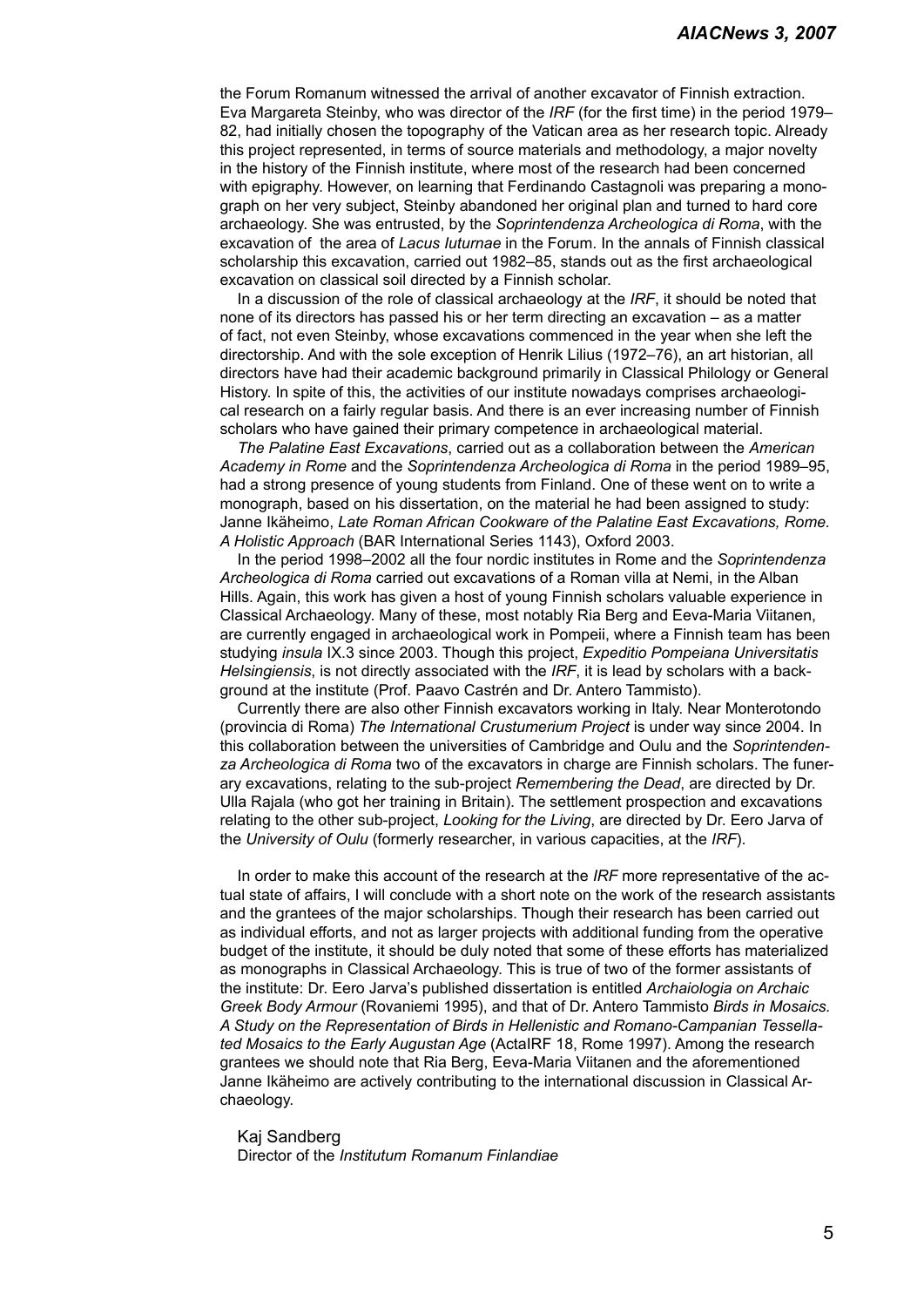the Forum Romanum witnessed the arrival of another excavator of Finnish extraction. Eva Margareta Steinby, who was director of the *IRF* (for the first time) in the period 1979–82, had initially chosen the topography of the Vatican area as her research topic. Already this project represented, in terms of source materials and methodology, a major novelty in the history of the Finnish institute, where most of the research had been concerned with epigraphy. However, on learning that Ferdinando Castagnoli was preparing a monograph on her very subject, Steinby abandoned her original plan and turned to hard core archaeology. She was entrusted, by the *Soprintendenza Archeologica di Roma*, with the excavation of the area of *Lacus Iuturnae* in the Forum. In the annals of Finnish classical scholarship this excavation, carried out 1982–85, stands out as the first archaeological excavation on classical soil directed by a Finnish scholar.

In a discussion of the role of classical archaeology at the *IRF*, it should be noted that none of its directors has passed his or her term directing an excavation – as a matter of fact, not even Steinby, whose excavations commenced in the year when she left the directorship. And with the sole exception of Henrik Lilius (1972–76), an art historian, all directors have had their academic background primarily in Classical Philology or General History. In spite of this, the activities of our institute nowadays comprises archaeological research on a fairly regular basis. And there is an ever increasing number of Finnish scholars who have gained their primary competence in archaeological material.

*The Palatine East Excavations*, carried out as a collaboration between the *American Academy in Rome* and the *Soprintendenza Archeologica di Roma* in the period 1989–95, had a strong presence of young students from Finland. One of these went on to write a monograph, based on his dissertation, on the material he had been assigned to study: Janne Ikäheimo, *Late Roman African Cookware of the Palatine East Excavations, Rome. A Holistic Approach* (BAR International Series 1143), Oxford 2003.

In the period 1998–2002 all the four nordic institutes in Rome and the *Soprintendenza Archeologica di Roma* carried out excavations of a Roman villa at Nemi, in the Alban Hills. Again, this work has given a host of young Finnish scholars valuable experience in Classical Archaeology. Many of these, most notably Ria Berg and Eeva-Maria Viitanen, are currently engaged in archaeological work in Pompeii, where a Finnish team has been studying *insula* IX.3 since 2003. Though this project, *Expeditio Pompeiana Universitatis Helsingiensis*, is not directly associated with the *IRF*, it is lead by scholars with a background at the institute (Prof. Paavo Castrén and Dr. Antero Tammisto).

Currently there are also other Finnish excavators working in Italy. Near Monterotondo (provincia di Roma) *The International Crustumerium Project* is under way since 2004. In this collaboration between the universities of Cambridge and Oulu and the *Soprintendenza Archeologica di Roma* two of the excavators in charge are Finnish scholars. The funerary excavations, relating to the sub-project *Remembering the Dead*, are directed by Dr. Ulla Rajala (who got her training in Britain). The settlement prospection and excavations relating to the other sub-project, *Looking for the Living*, are directed by Dr. Eero Jarva of the *University of Oulu* (formerly researcher, in various capacities, at the *IRF*).

In order to make this account of the research at the *IRF* more representative of the actual state of affairs, I will conclude with a short note on the work of the research assistants and the grantees of the major scholarships. Though their research has been carried out as individual efforts, and not as larger projects with additional funding from the operative budget of the institute, it should be duly noted that some of these efforts has materialized as monographs in Classical Archaeology. This is true of two of the former assistants of the institute: Dr. Eero Jarva's published dissertation is entitled *Archaiologia on Archaic Greek Body Armour* (Rovaniemi 1995), and that of Dr. Antero Tammisto *Birds in Mosaics. A Study on the Representation of Birds in Hellenistic and Romano-Campanian Tessellated Mosaics to the Early Augustan Age* (ActaIRF 18, Rome 1997). Among the research grantees we should note that Ria Berg, Eeva-Maria Viitanen and the aforementioned Janne Ikäheimo are actively contributing to the international discussion in Classical Archaeology.

Kaj Sandberg
Director of the *Institutum Romanum Finlandiae*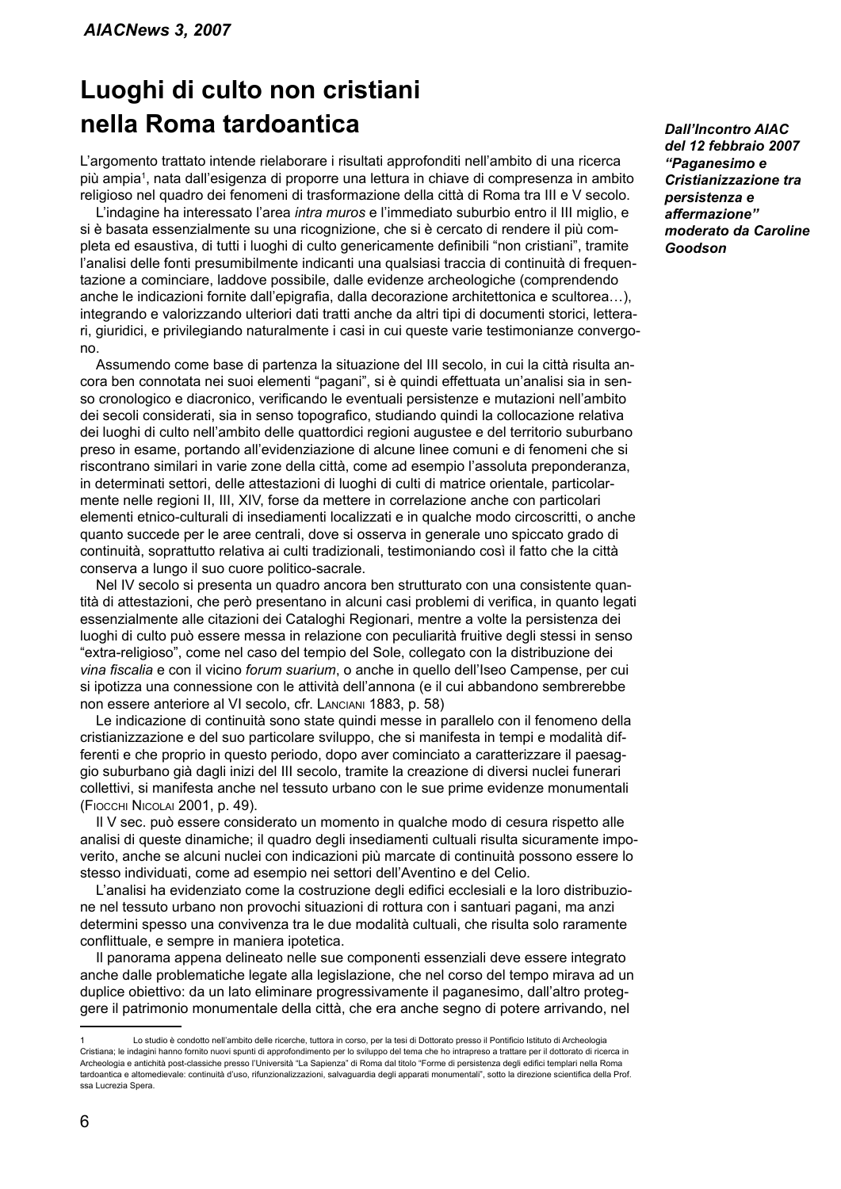# Luoghi di culto non cristiani nella Roma tardoantica

***Dall'Incontro AIAC del 12 febbraio 2007 "Paganesimo e Cristianizzazione tra persistenza e affermazione" moderato da Caroline Goodson***

L'argomento trattato intende rielaborare i risultati approfonditi nell'ambito di una ricerca più ampia[1], nata dall'esigenza di proporre una lettura in chiave di compresenza in ambito religioso nel quadro dei fenomeni di trasformazione della città di Roma tra III e V secolo.

L'indagine ha interessato l'area *intra muros* e l'immediato suburbio entro il III miglio, e si è basata essenzialmente su una ricognizione, che si è cercato di rendere il più completa ed esaustiva, di tutti i luoghi di culto genericamente definibili "non cristiani", tramite l'analisi delle fonti presumibilmente indicanti una qualsiasi traccia di continuità di frequentazione a cominciare, laddove possibile, dalle evidenze archeologiche (comprendendo anche le indicazioni fornite dall'epigrafia, dalla decorazione architettonica e scultorea…), integrando e valorizzando ulteriori dati tratti anche da altri tipi di documenti storici, letterari, giuridici, e privilegiando naturalmente i casi in cui queste varie testimonianze convergono.

Assumendo come base di partenza la situazione del III secolo, in cui la città risulta ancora ben connotata nei suoi elementi "pagani", si è quindi effettuata un'analisi sia in senso cronologico e diacronico, verificando le eventuali persistenze e mutazioni nell'ambito dei secoli considerati, sia in senso topografico, studiando quindi la collocazione relativa dei luoghi di culto nell'ambito delle quattordici regioni augustee e del territorio suburbano preso in esame, portando all'evidenziazione di alcune linee comuni e di fenomeni che si riscontrano similari in varie zone della città, come ad esempio l'assoluta preponderanza, in determinati settori, delle attestazioni di luoghi di culti di matrice orientale, particolarmente nelle regioni II, III, XIV, forse da mettere in correlazione anche con particolari elementi etnico-culturali di insediamenti localizzati e in qualche modo circoscritti, o anche quanto succede per le aree centrali, dove si osserva in generale uno spiccato grado di continuità, soprattutto relativa ai culti tradizionali, testimoniando così il fatto che la città conserva a lungo il suo cuore politico-sacrale.

Nel IV secolo si presenta un quadro ancora ben strutturato con una consistente quantità di attestazioni, che però presentano in alcuni casi problemi di verifica, in quanto legati essenzialmente alle citazioni dei Cataloghi Regionari, mentre a volte la persistenza dei luoghi di culto può essere messa in relazione con peculiarità fruitive degli stessi in senso "extra-religioso", come nel caso del tempio del Sole, collegato con la distribuzione dei *vina fiscalia* e con il vicino *forum suarium*, o anche in quello dell'Iseo Campense, per cui si ipotizza una connessione con le attività dell'annona (e il cui abbandono sembrerebbe non essere anteriore al VI secolo, cfr. LANCIANI 1883, p. 58)

Le indicazione di continuità sono state quindi messe in parallelo con il fenomeno della cristianizzazione e del suo particolare sviluppo, che si manifesta in tempi e modalità differenti e che proprio in questo periodo, dopo aver cominciato a caratterizzare il paesaggio suburbano già dagli inizi del III secolo, tramite la creazione di diversi nuclei funerari collettivi, si manifesta anche nel tessuto urbano con le sue prime evidenze monumentali (FIOCCHI NICOLAI 2001, p. 49).

Il V sec. può essere considerato un momento in qualche modo di cesura rispetto alle analisi di queste dinamiche; il quadro degli insediamenti cultuali risulta sicuramente impoverito, anche se alcuni nuclei con indicazioni più marcate di continuità possono essere lo stesso individuati, come ad esempio nei settori dell'Aventino e del Celio.

L'analisi ha evidenziato come la costruzione degli edifici ecclesiali e la loro distribuzione nel tessuto urbano non provochi situazioni di rottura con i santuari pagani, ma anzi determini spesso una convivenza tra le due modalità cultuali, che risulta solo raramente conflittuale, e sempre in maniera ipotetica.

Il panorama appena delineato nelle sue componenti essenziali deve essere integrato anche dalle problematiche legate alle legislazione, che nel corso del tempo mirava ad un duplice obiettivo: da un lato eliminare progressivamente il paganesimo, dall'altro proteggere il patrimonio monumentale della città, che era anche segno di potere arrivando, nel

---

[1] Lo studio è condotto nell'ambito delle ricerche, tuttora in corso, per la tesi di Dottorato presso il Pontificio Istituto di Archeologia Cristiana; le indagini hanno fornito nuovi spunti di approfondimento per lo sviluppo del tema che ho intrapreso a trattare per il dottorato di ricerca in Archeologia e antichità post-classiche presso l'Università "La Sapienza" di Roma dal titolo "Forme di persistenza degli edifici templari nella Roma tardoantica e altomedievale: continuità d'uso, rifunzionalizzazioni, salvaguardia degli apparati monumentali", sotto la direzione scientifica della Prof. ssa Lucrezia Spera.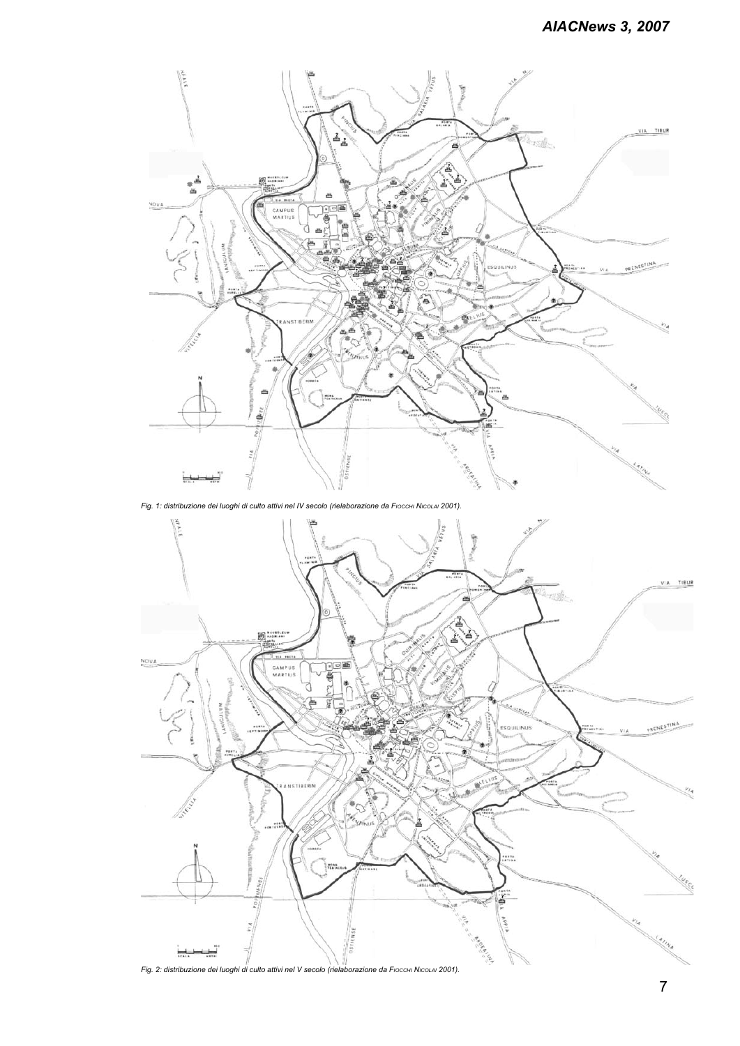*Fig. 1: distribuzione dei luoghi di culto attivi nel IV secolo (rielaborazione da Fiocchi Nicolai 2001).*

*Fig. 2: distribuzione dei luoghi di culto attivi nel V secolo (rielaborazione da Fiocchi Nicolai 2001).*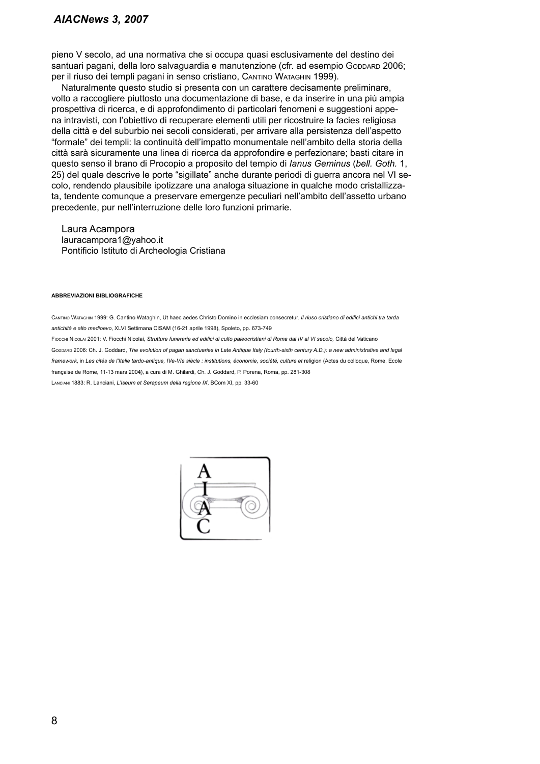pieno V secolo, ad una normativa che si occupa quasi esclusivamente del destino dei santuari pagani, della loro salvaguardia e manutenzione (cfr. ad esempio Goddard 2006; per il riuso dei templi pagani in senso cristiano, Cantino Wataghin 1999).

Naturalmente questo studio si presenta con un carattere decisamente preliminare, volto a raccogliere piuttosto una documentazione di base, e da inserire in una più ampia prospettiva di ricerca, e di approfondimento di particolari fenomeni e suggestioni appena intravisti, con l'obiettivo di recuperare elementi utili per ricostruire la facies religiosa della città e del suburbio nei secoli considerati, per arrivare alla persistenza dell'aspetto "formale" dei templi: la continuità dell'impatto monumentale nell'ambito della storia della città sarà sicuramente una linea di ricerca da approfondire e perfezionare; basti citare in questo senso il brano di Procopio a proposito del tempio di *Ianus Geminus* (*bell. Goth.* 1, 25) del quale descrive le porte "sigillate" anche durante periodi di guerra ancora nel VI secolo, rendendo plausibile ipotizzare una analoga situazione in qualche modo cristallizzata, tendente comunque a preservare emergenze peculiari nell'ambito dell'assetto urbano precedente, pur nell'interruzione delle loro funzioni primarie.

Laura Acampora
lauracampora1@yahoo.it
Pontificio Istituto di Archeologia Cristiana

###### ABBREVIAZIONI BIBLIOGRAFICHE

Cantino Wataghin 1999: G. Cantino Wataghin, Ut haec aedes Christo Domino in ecclesiam consecretur. *Il riuso cristiano di edifici antichi tra tarda antichità e alto medioevo*, XLVI Settimana CISAM (16-21 aprile 1998), Spoleto, pp. 673-749

Fiocchi Nicolai 2001: V. Fiocchi Nicolai, *Strutture funerarie ed edifici di culto paleocristiani di Roma dal IV al VI secolo,* Città del Vaticano

Goddard 2006: Ch. J. Goddard, *The evolution of pagan sanctuaries in Late Antique Italy (fourth-sixth century A.D.): a new administrative and legal framework*, in *Les cités de l'Italie tardo-antique, IVe-VIe siècle : institutions, économie, société, culture et* religion (Actes du colloque, Rome, Ecole française de Rome, 11-13 mars 2004), a cura di M. Ghilardi, Ch. J. Goddard, P. Porena, Roma, pp. 281-308

Lanciani 1883: R. Lanciani, *L'Iseum et Serapeum della regione IX*, BCom XI, pp. 33-60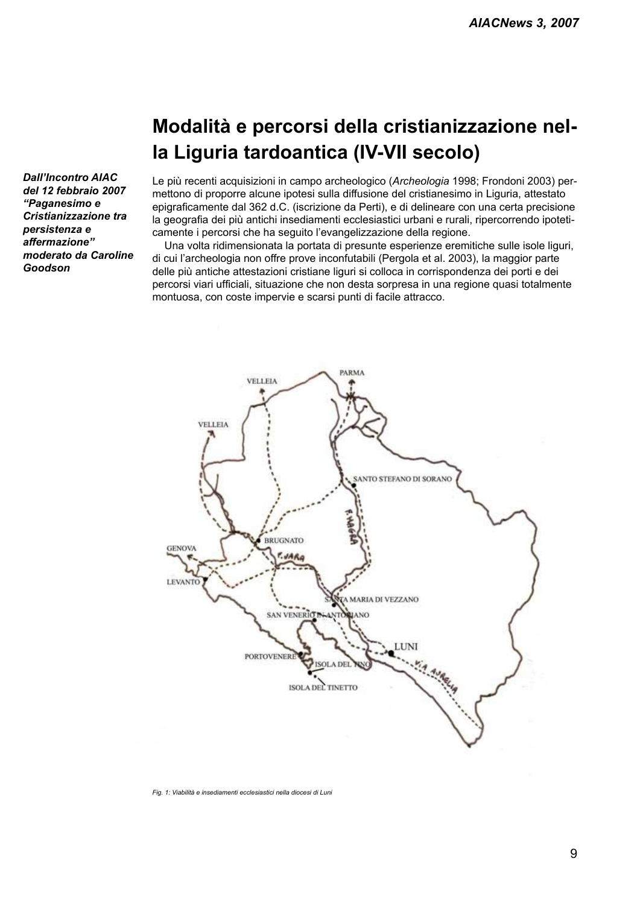# Modalità e percorsi della cristianizzazione nella Liguria tardoantica (IV-VII secolo)

***Dall'Incontro AIAC del 12 febbraio 2007 "Paganesimo e Cristianizzazione tra persistenza e affermazione" moderato da Caroline Goodson***

Le più recenti acquisizioni in campo archeologico (*Archeologia* 1998; Frondoni 2003) permettono di proporre alcune ipotesi sulla diffusione del cristianesimo in Liguria, attestato epigraficamente dal 362 d.C. (iscrizione da Perti), e di delineare con una certa precisione la geografia dei più antichi insediamenti ecclesiastici urbani e rurali, ripercorrendo ipoteticamente i percorsi che ha seguito l'evangelizzazione della regione.

Una volta ridimensionata la portata di presunte esperienze eremitiche sulle isole liguri, di cui l'archeologia non offre prove inconfutabili (Pergola et al. 2003), la maggior parte delle più antiche attestazioni cristiane liguri si colloca in corrispondenza dei porti e dei percorsi viari ufficiali, situazione che non desta sorpresa in una regione quasi totalmente montuosa, con coste impervie e scarsi punti di facile attracco.

*Fig. 1: Viabilità e insediamenti ecclesiastici nella diocesi di Luni*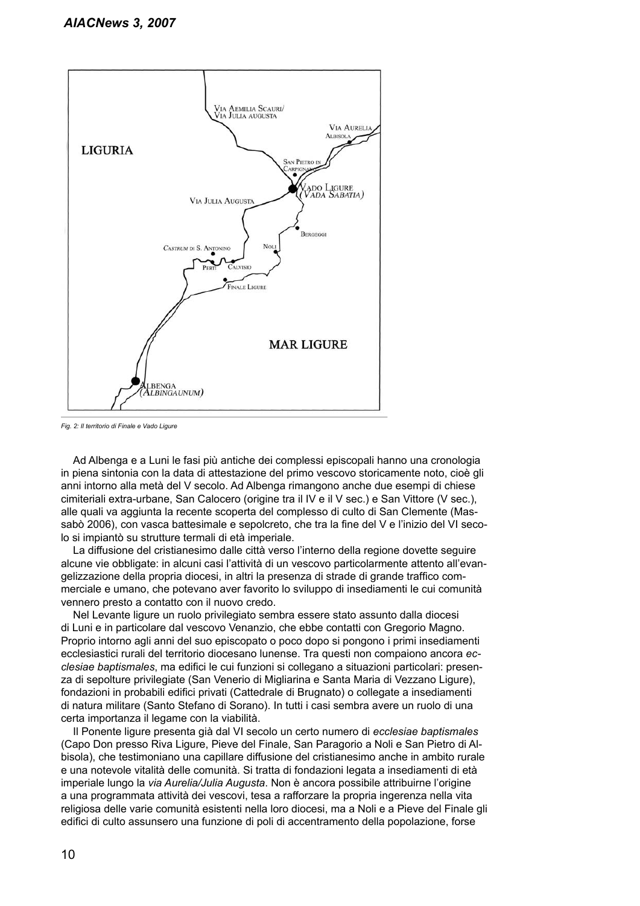Fig. 2: Il territorio di Finale e Vado Ligure

Ad Albenga e a Luni le fasi più antiche dei complessi episcopali hanno una cronologia in piena sintonia con la data di attestazione del primo vescovo storicamente noto, cioè gli anni intorno alla metà del V secolo. Ad Albenga rimangono anche due esempi di chiese cimiteriali extra-urbane, San Calocero (origine tra il IV e il V sec.) e San Vittore (V sec.), alle quali va aggiunta la recente scoperta del complesso di culto di San Clemente (Massabò 2006), con vasca battesimale e sepolcreto, che tra la fine del V e l'inizio del VI secolo si impiantò su strutture termali di età imperiale.

La diffusione del cristianesimo dalle città verso l'interno della regione dovette seguire alcune vie obbligate: in alcuni casi l'attività di un vescovo particolarmente attento all'evangelizzazione della propria diocesi, in altri la presenza di strade di grande traffico commerciale e umano, che potevano aver favorito lo sviluppo di insediamenti le cui comunità vennero presto a contatto con il nuovo credo.

Nel Levante ligure un ruolo privilegiato sembra essere stato assunto dalla diocesi di Luni e in particolare dal vescovo Venanzio, che ebbe contatti con Gregorio Magno. Proprio intorno agli anni del suo episcopato o poco dopo si pongono i primi insediamenti ecclesiastici rurali del territorio diocesano lunense. Tra questi non compaiono ancora *ecclesiae baptismales*, ma edifici le cui funzioni si collegano a situazioni particolari: presenza di sepolture privilegiate (San Venerio di Migliarina e Santa Maria di Vezzano Ligure), fondazioni in probabili edifici privati (Cattedrale di Brugnato) o collegate a insediamenti di natura militare (Santo Stefano di Sorano). In tutti i casi sembra avere un ruolo di una certa importanza il legame con la viabilità.

Il Ponente ligure presenta già dal VI secolo un certo numero di *ecclesiae baptismales* (Capo Don presso Riva Ligure, Pieve del Finale, San Paragorio a Noli e San Pietro di Albisola), che testimoniano una capillare diffusione del cristianesimo anche in ambito rurale e una notevole vitalità delle comunità. Si tratta di fondazioni legata a insediamenti di età imperiale lungo la *via Aurelia/Julia Augusta*. Non è ancora possibile attribuirne l'origine a una programmata attività dei vescovi, tesa a rafforzare la propria ingerenza nella vita religiosa delle varie comunità esistenti nella loro diocesi, ma a Noli e a Pieve del Finale gli edifici di culto assunsero una funzione di poli di accentramento della popolazione, forse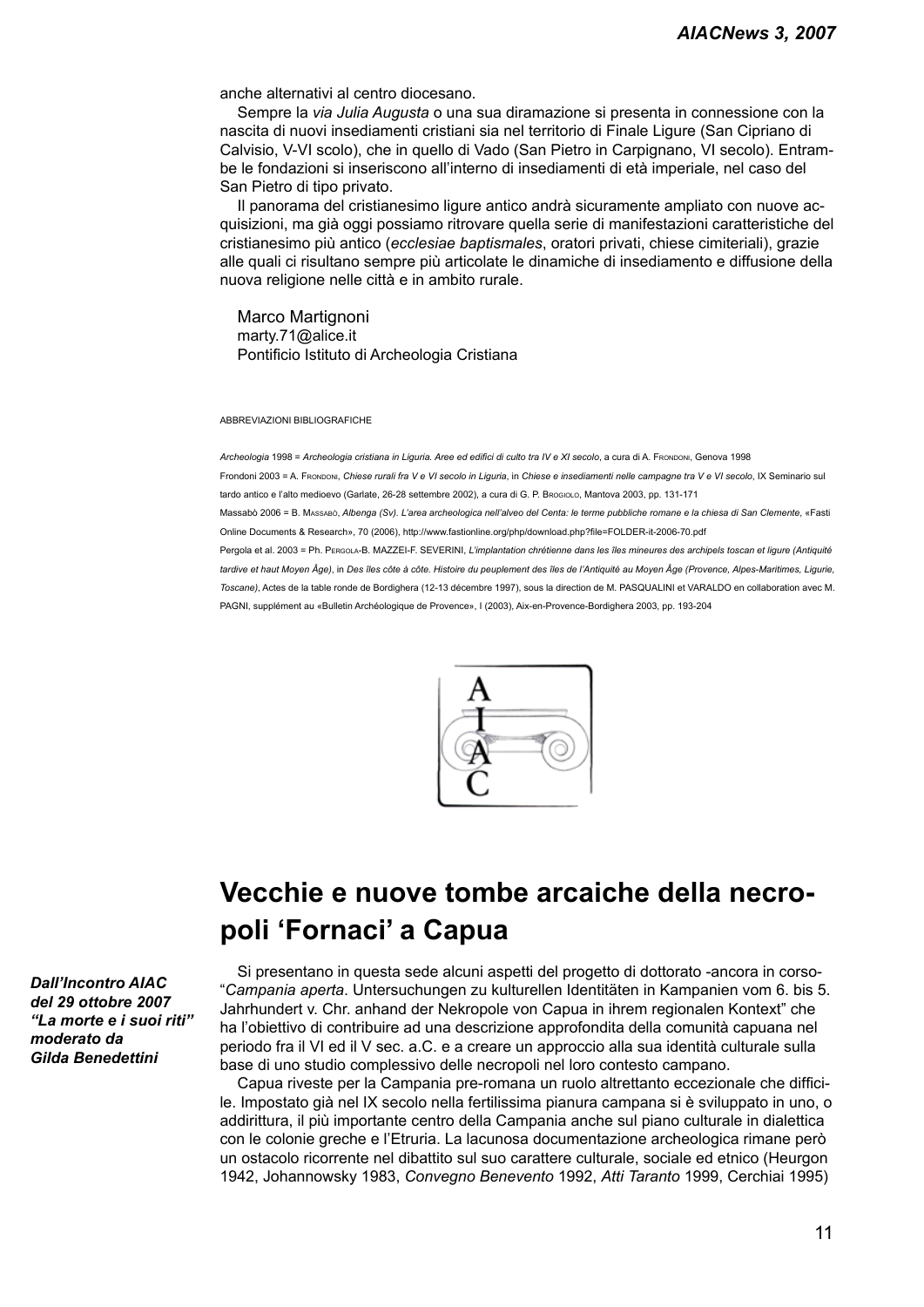anche alternativi al centro diocesano.

Sempre la *via Julia Augusta* o una sua diramazione si presenta in connessione con la nascita di nuovi insediamenti cristiani sia nel territorio di Finale Ligure (San Cipriano di Calvisio, V-VI scolo), che in quello di Vado (San Pietro in Carpignano, VI secolo). Entrambe le fondazioni si inseriscono all'interno di insediamenti di età imperiale, nel caso del San Pietro di tipo privato.

Il panorama del cristianesimo ligure antico andrà sicuramente ampliato con nuove acquisizioni, ma già oggi possiamo ritrovare quella serie di manifestazioni caratteristiche del cristianesimo più antico (*ecclesiae baptismales*, oratori privati, chiese cimiteriali), grazie alle quali ci risultano sempre più articolate le dinamiche di insediamento e diffusione della nuova religione nelle città e in ambito rurale.

Marco Martignoni
marty.71@alice.it
Pontificio Istituto di Archeologia Cristiana

ABBREVIAZIONI BIBLIOGRAFICHE

*Archeologia* 1998 = *Archeologia cristiana in Liguria. Aree ed edifici di culto tra IV e XI secolo*, a cura di A. Frondoni, Genova 1998

Frondoni 2003 = A. Frondoni, *Chiese rurali fra V e VI secolo in Liguria*, in *Chiese e insediamenti nelle campagne tra V e VI secolo*, IX Seminario sul tardo antico e l'alto medioevo (Garlate, 26-28 settembre 2002), a cura di G. P. Brogiolo, Mantova 2003, pp. 131-171

Massabò 2006 = B. Massabò, *Albenga (Sv). L'area archeologica nell'alveo del Centa: le terme pubbliche romane e la chiesa di San Clemente*, «Fasti Online Documents & Research», 70 (2006), http://www.fastionline.org/php/download.php?file=FOLDER-it-2006-70.pdf

Pergola et al. 2003 = Ph. Pergola-B. MAZZEI-F. SEVERINI, *L'implantation chrétienne dans les îles mineures des archipels toscan et ligure (Antiquité tardive et haut Moyen Âge)*, in *Des îles côte à côte. Histoire du peuplement des îles de l'Antiquité au Moyen Âge (Provence, Alpes-Maritimes, Ligurie, Toscane)*, Actes de la table ronde de Bordighera (12-13 décembre 1997), sous la direction de M. PASQUALINI et VARALDO en collaboration avec M. PAGNI, supplément au «Bulletin Archéologique de Provence», I (2003), Aix-en-Provence-Bordighera 2003, pp. 193-204

# Vecchie e nuove tombe arcaiche della necropoli 'Fornaci' a Capua

***Dall'Incontro AIAC del 29 ottobre 2007 "La morte e i suoi riti" moderato da Gilda Benedettini***

Si presentano in questa sede alcuni aspetti del progetto di dottorato -ancora in corso- "*Campania aperta*. Untersuchungen zu kulturellen Identitäten in Kampanien vom 6. bis 5. Jahrhundert v. Chr. anhand der Nekropole von Capua in ihrem regionalen Kontext" che ha l'obiettivo di contribuire ad una descrizione approfondita della comunità capuana nel periodo fra il VI ed il V sec. a.C. e a creare un approccio alla sua identità culturale sulla base di uno studio complessivo delle necropoli nel loro contesto campano.

Capua riveste per la Campania pre-romana un ruolo altrettanto eccezionale che difficile. Impostato già nel IX secolo nella fertilissima pianura campana si è sviluppato in uno, o addirittura, il più importante centro della Campania anche sul piano culturale in dialettica con le colonie greche e l'Etruria. La lacunosa documentazione archeologica rimane però un ostacolo ricorrente nel dibattito sul suo carattere culturale, sociale ed etnico (Heurgon 1942, Johannowsky 1983, *Convegno Benevento* 1992, *Atti Taranto* 1999, Cerchiai 1995)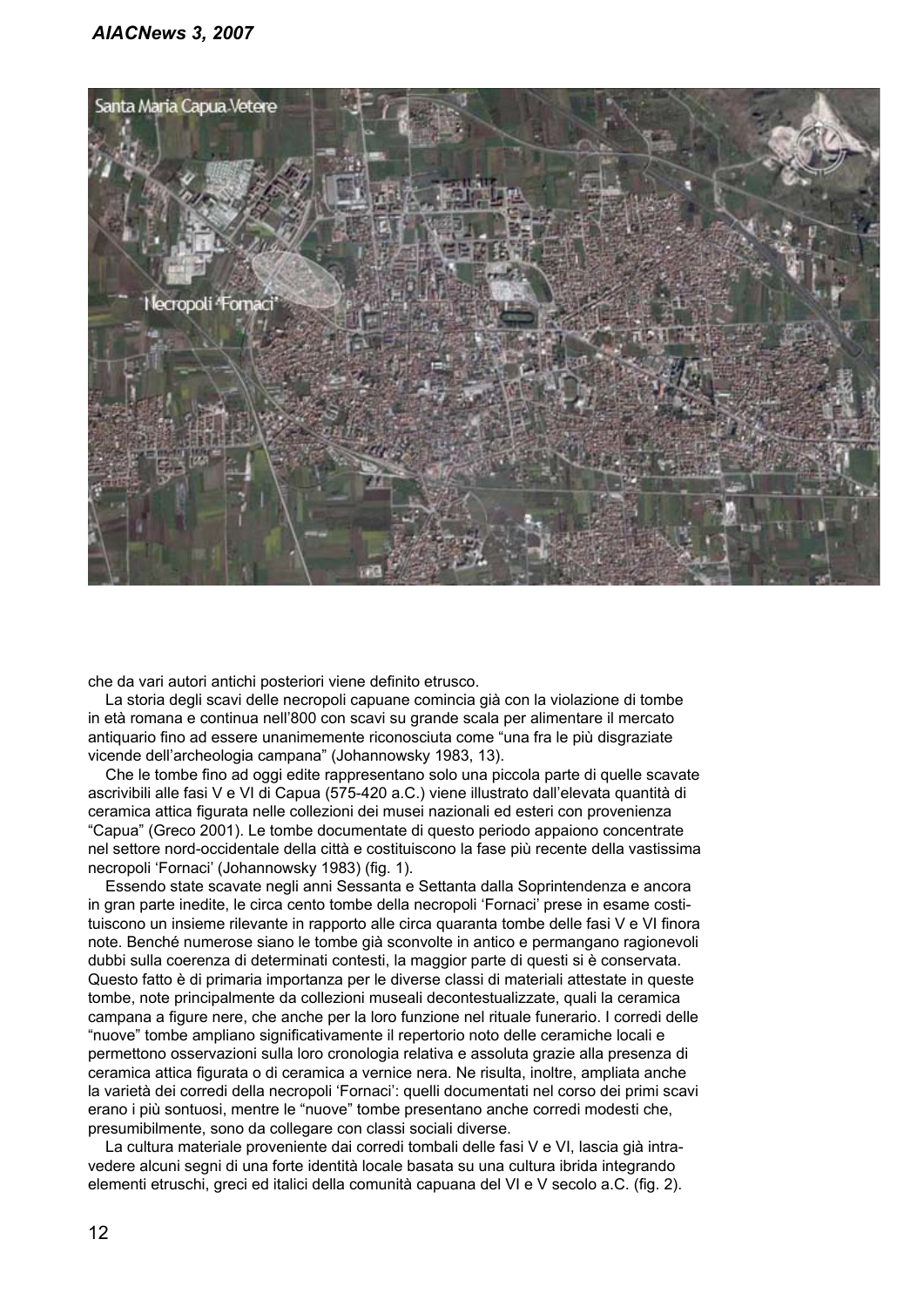che da vari autori antichi posteriori viene definito etrusco.

La storia degli scavi delle necropoli capuane comincia già con la violazione di tombe in età romana e continua nell'800 con scavi su grande scala per alimentare il mercato antiquario fino ad essere unanimemente riconosciuta come "una fra le più disgraziate vicende dell'archeologia campana" (Johannowsky 1983, 13).

Che le tombe fino ad oggi edite rappresentano solo una piccola parte di quelle scavate ascrivibili alle fasi V e VI di Capua (575-420 a.C.) viene illustrato dall'elevata quantità di ceramica attica figurata nelle collezioni dei musei nazionali ed esteri con provenienza "Capua" (Greco 2001). Le tombe documentate di questo periodo appaiono concentrate nel settore nord-occidentale della città e costituiscono la fase più recente della vastissima necropoli 'Fornaci' (Johannowsky 1983) (fig. 1).

Essendo state scavate negli anni Sessanta e Settanta dalla Soprintendenza e ancora in gran parte inedite, le circa cento tombe della necropoli 'Fornaci' prese in esame costituiscono un insieme rilevante in rapporto alle circa quaranta tombe delle fasi V e VI finora note. Benché numerose siano le tombe già sconvolte in antico e permangano ragionevoli dubbi sulla coerenza di determinati contesti, la maggior parte di questi si è conservata. Questo fatto è di primaria importanza per le diverse classi di materiali attestate in queste tombe, note principalmente da collezioni museali decontestualizzate, quali la ceramica campana a figure nere, che anche per la loro funzione nel rituale funerario. I corredi delle "nuove" tombe ampliano significativamente il repertorio noto delle ceramiche locali e permettono osservazioni sulla loro cronologia relativa e assoluta grazie alla presenza di ceramica attica figurata o di ceramica a vernice nera. Ne risulta, inoltre, ampliata anche la varietà dei corredi della necropoli 'Fornaci': quelli documentati nel corso dei primi scavi erano i più sontuosi, mentre le "nuove" tombe presentano anche corredi modesti che, presumibilmente, sono da collegare con classi sociali diverse.

La cultura materiale proveniente dai corredi tombali delle fasi V e VI, lascia già intravedere alcuni segni di una forte identità locale basata su una cultura ibrida integrando elementi etruschi, greci ed italici della comunità capuana del VI e V secolo a.C. (fig. 2).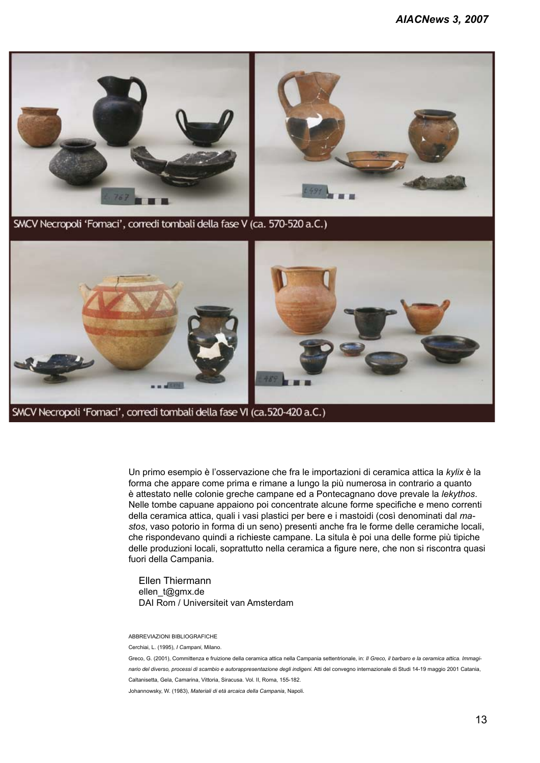SMCV Necropoli 'Fornaci', corredi tombali della fase V (ca. 570-520 a.C.)

SMCV Necropoli 'Fornaci', corredi tombali della fase VI (ca.520-420 a.C.)

Un primo esempio è l'osservazione che fra le importazioni di ceramica attica la *kylix* è la forma che appare come prima e rimane a lungo la più numerosa in contrario a quanto è attestato nelle colonie greche campane ed a Pontecagnano dove prevale la *lekythos*. Nelle tombe capuane appaiono poi concentrate alcune forme specifiche e meno correnti della ceramica attica, quali i vasi plastici per bere e i mastoidi (così denominati dal *mastos*, vaso potorio in forma di un seno) presenti anche fra le forme delle ceramiche locali, che rispondevano quindi a richieste campane. La situla è poi una delle forme più tipiche delle produzioni locali, soprattutto nella ceramica a figure nere, che non si riscontra quasi fuori della Campania.

Ellen Thiermann
ellen_t@gmx.de
DAI Rom / Universiteit van Amsterdam

ABBREVIAZIONI BIBLIOGRAFICHE

Cerchiai, L. (1995), *I Campani*, Milano.

Greco, G. (2001), Committenza e fruizione della ceramica attica nella Campania settentrionale, in: *Il Greco, il barbaro e la ceramica attica. Immaginario del diverso, processi di scambio e autorappresentazione degli indigeni*. Atti del convegno internazionale di Studi 14-19 maggio 2001 Catania, Caltanisetta, Gela, Camarina, Vittoria, Siracusa. Vol. II, Roma, 155-182.

Johannowsky, W. (1983), *Materiali di età arcaica della Campania*, Napoli.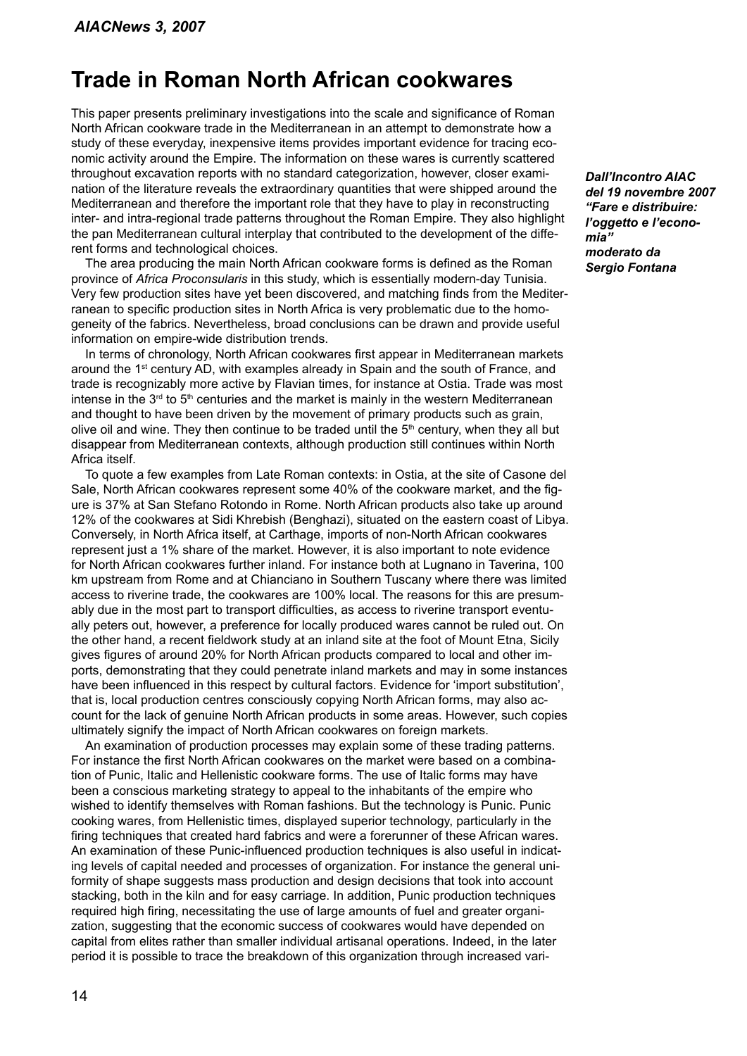# Trade in Roman North African cookwares

*Dall'Incontro AIAC del 19 novembre 2007 "Fare e distribuire: l'oggetto e l'economia" moderato da Sergio Fontana*

This paper presents preliminary investigations into the scale and significance of Roman North African cookware trade in the Mediterranean in an attempt to demonstrate how a study of these everyday, inexpensive items provides important evidence for tracing economic activity around the Empire. The information on these wares is currently scattered throughout excavation reports with no standard categorization, however, closer examination of the literature reveals the extraordinary quantities that were shipped around the Mediterranean and therefore the important role that they have to play in reconstructing inter- and intra-regional trade patterns throughout the Roman Empire. They also highlight the pan Mediterranean cultural interplay that contributed to the development of the different forms and technological choices.

The area producing the main North African cookware forms is defined as the Roman province of *Africa Proconsularis* in this study, which is essentially modern-day Tunisia. Very few production sites have yet been discovered, and matching finds from the Mediterranean to specific production sites in North Africa is very problematic due to the homogeneity of the fabrics. Nevertheless, broad conclusions can be drawn and provide useful information on empire-wide distribution trends.

In terms of chronology, North African cookwares first appear in Mediterranean markets around the 1st century AD, with examples already in Spain and the south of France, and trade is recognizably more active by Flavian times, for instance at Ostia. Trade was most intense in the 3rd to 5th centuries and the market is mainly in the western Mediterranean and thought to have been driven by the movement of primary products such as grain, olive oil and wine. They then continue to be traded until the 5th century, when they all but disappear from Mediterranean contexts, although production still continues within North Africa itself.

To quote a few examples from Late Roman contexts: in Ostia, at the site of Casone del Sale, North African cookwares represent some 40% of the cookware market, and the figure is 37% at San Stefano Rotondo in Rome. North African products also take up around 12% of the cookwares at Sidi Khrebish (Benghazi), situated on the eastern coast of Libya. Conversely, in North Africa itself, at Carthage, imports of non-North African cookwares represent just a 1% share of the market. However, it is also important to note evidence for North African cookwares further inland. For instance both at Lugnano in Taverina, 100 km upstream from Rome and at Chianciano in Southern Tuscany where there was limited access to riverine trade, the cookwares are 100% local. The reasons for this are presumably due in the most part to transport difficulties, as access to riverine transport eventually peters out, however, a preference for locally produced wares cannot be ruled out. On the other hand, a recent fieldwork study at an inland site at the foot of Mount Etna, Sicily gives figures of around 20% for North African products compared to local and other imports, demonstrating that they could penetrate inland markets and may in some instances have been influenced in this respect by cultural factors. Evidence for 'import substitution', that is, local production centres consciously copying North African forms, may also account for the lack of genuine North African products in some areas. However, such copies ultimately signify the impact of North African cookwares on foreign markets.

An examination of production processes may explain some of these trading patterns. For instance the first North African cookwares on the market were based on a combination of Punic, Italic and Hellenistic cookware forms. The use of Italic forms may have been a conscious marketing strategy to appeal to the inhabitants of the empire who wished to identify themselves with Roman fashions. But the technology is Punic. Punic cooking wares, from Hellenistic times, displayed superior technology, particularly in the firing techniques that created hard fabrics and were a forerunner of these African wares. An examination of these Punic-influenced production techniques is also useful in indicating levels of capital needed and processes of organization. For instance the general uniformity of shape suggests mass production and design decisions that took into account stacking, both in the kiln and for easy carriage. In addition, Punic production techniques required high firing, necessitating the use of large amounts of fuel and greater organization, suggesting that the economic success of cookwares would have depended on capital from elites rather than smaller individual artisanal operations. Indeed, in the later period it is possible to trace the breakdown of this organization through increased vari-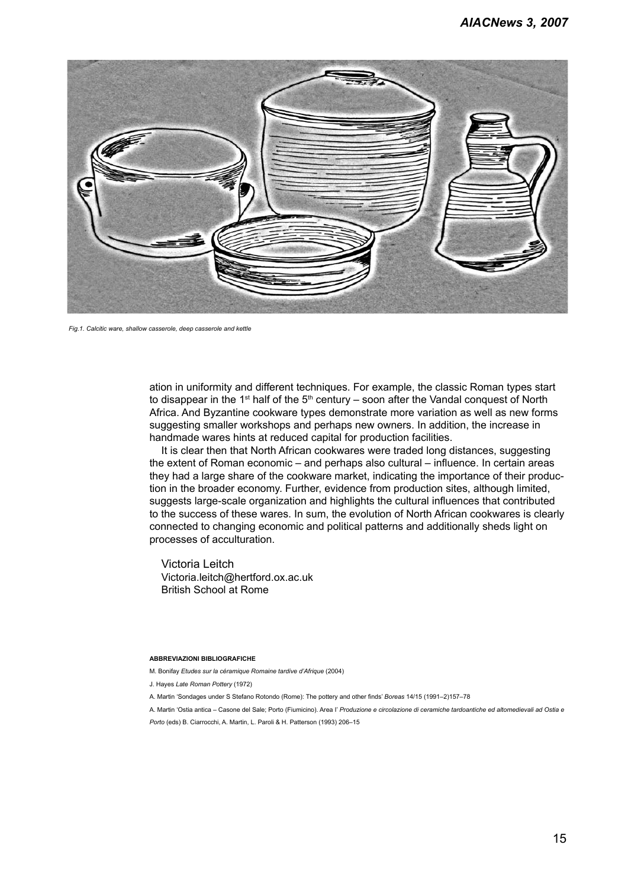Fig.1. Calcitic ware, shallow casserole, deep casserole and kettle

ation in uniformity and different techniques. For example, the classic Roman types start to disappear in the 1st half of the 5th century – soon after the Vandal conquest of North Africa. And Byzantine cookware types demonstrate more variation as well as new forms suggesting smaller workshops and perhaps new owners. In addition, the increase in handmade wares hints at reduced capital for production facilities.

It is clear then that North African cookwares were traded long distances, suggesting the extent of Roman economic – and perhaps also cultural – influence. In certain areas they had a large share of the cookware market, indicating the importance of their production in the broader economy. Further, evidence from production sites, although limited, suggests large-scale organization and highlights the cultural influences that contributed to the success of these wares. In sum, the evolution of North African cookwares is clearly connected to changing economic and political patterns and additionally sheds light on processes of acculturation.

Victoria Leitch
Victoria.leitch@hertford.ox.ac.uk
British School at Rome

**ABBREVIAZIONI BIBLIOGRAFICHE**

M. Bonifay *Etudes sur la céramique Romaine tardive d'Afrique* (2004)

J. Hayes *Late Roman Pottery* (1972)

A. Martin 'Sondages under S Stefano Rotondo (Rome): The pottery and other finds' *Boreas* 14/15 (1991–2)157–78

A. Martin 'Ostia antica – Casone del Sale; Porto (Fiumicino). Area I' *Produzione e circolazione di ceramiche tardoantiche ed altomedievali ad Ostia e Porto* (eds) B. Ciarrocchi, A. Martin, L. Paroli & H. Patterson (1993) 206–15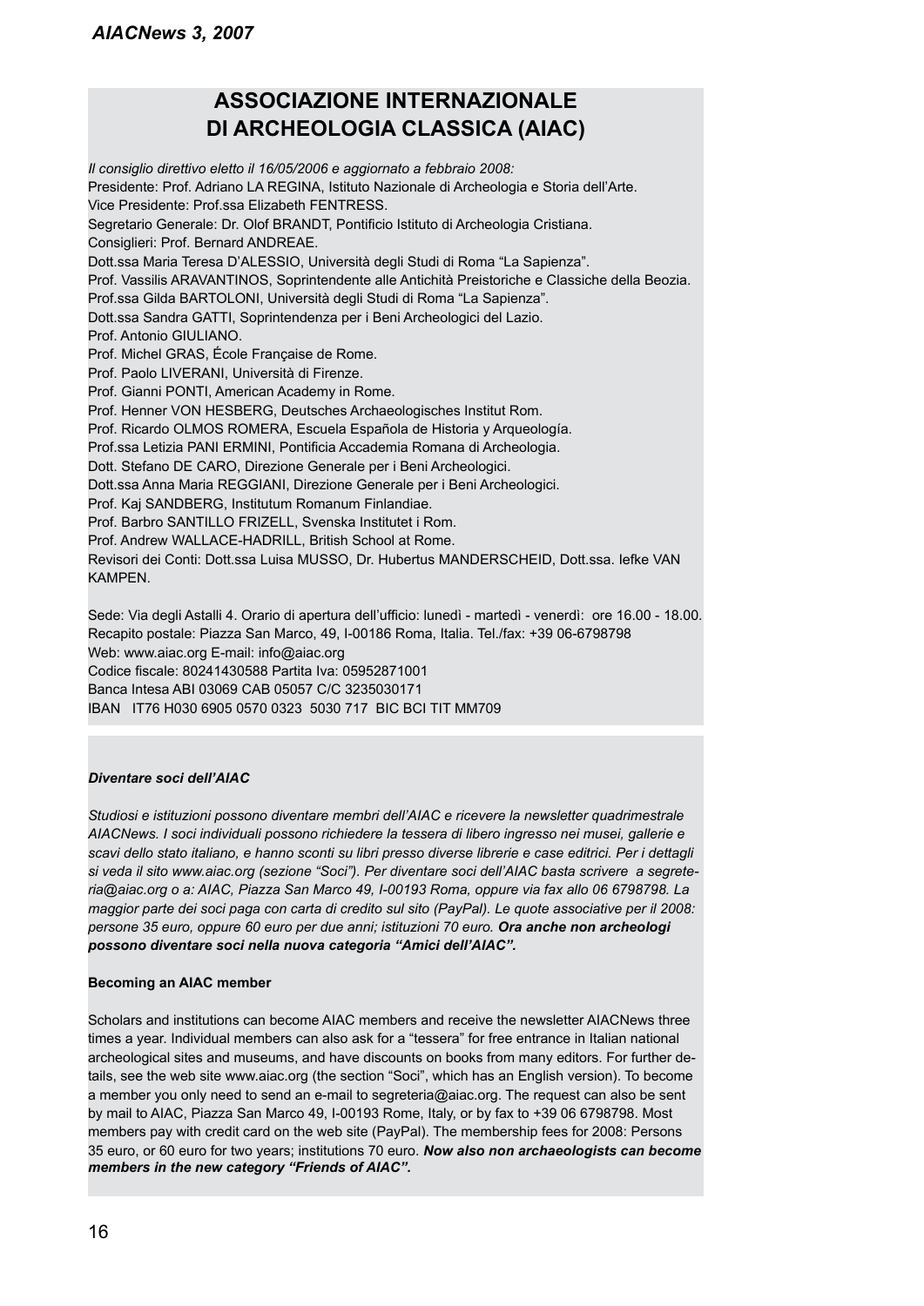## ASSOCIAZIONE INTERNAZIONALE DI ARCHEOLOGIA CLASSICA (AIAC)

*Il consiglio direttivo eletto il 16/05/2006 e aggiornato a febbraio 2008:*
Presidente: Prof. Adriano LA REGINA, Istituto Nazionale di Archeologia e Storia dell'Arte.
Vice Presidente: Prof.ssa Elizabeth FENTRESS.
Segretario Generale: Dr. Olof BRANDT, Pontificio Istituto di Archeologia Cristiana.
Consiglieri: Prof. Bernard ANDREAE.
Dott.ssa Maria Teresa D'ALESSIO, Università degli Studi di Roma "La Sapienza".
Prof. Vassilis ARAVANTINOS, Soprintendente alle Antichità Preistoriche e Classiche della Beozia.
Prof.ssa Gilda BARTOLONI, Università degli Studi di Roma "La Sapienza".
Dott.ssa Sandra GATTI, Soprintendenza per i Beni Archeologici del Lazio.
Prof. Antonio GIULIANO.
Prof. Michel GRAS, École Française de Rome.
Prof. Paolo LIVERANI, Università di Firenze.
Prof. Gianni PONTI, American Academy in Rome.
Prof. Henner VON HESBERG, Deutsches Archaeologisches Institut Rom.
Prof. Ricardo OLMOS ROMERA, Escuela Española de Historia y Arqueología.
Prof.ssa Letizia PANI ERMINI, Pontificia Accademia Romana di Archeologia.
Dott. Stefano DE CARO, Direzione Generale per i Beni Archeologici.
Dott.ssa Anna Maria REGGIANI, Direzione Generale per i Beni Archeologici.
Prof. Kaj SANDBERG, Institutum Romanum Finlandiae.
Prof. Barbro SANTILLO FRIZELL, Svenska Institutet i Rom.
Prof. Andrew WALLACE-HADRILL, British School at Rome.
Revisori dei Conti: Dott.ssa Luisa MUSSO, Dr. Hubertus MANDERSCHEID, Dott.ssa. Iefke VAN KAMPEN.

Sede: Via degli Astalli 4. Orario di apertura dell'ufficio: lunedì - martedì - venerdì: ore 16.00 - 18.00.
Recapito postale: Piazza San Marco, 49, I-00186 Roma, Italia. Tel./fax: +39 06-6798798
Web: www.aiac.org E-mail: info@aiac.org
Codice fiscale: 80241430588 Partita Iva: 05952871001
Banca Intesa ABI 03069 CAB 05057 C/C 3235030171
IBAN IT76 H030 6905 0570 0323 5030 717 BIC BCI TIT MM709

***Diventare soci dell'AIAC***

*Studiosi e istituzioni possono diventare membri dell'AIAC e ricevere la newsletter quadrimestrale AIACNews. I soci individuali possono richiedere la tessera di libero ingresso nei musei, gallerie e scavi dello stato italiano, e hanno sconti su libri presso diverse librerie e case editrici. Per i dettagli si veda il sito www.aiac.org (sezione "Soci"). Per diventare soci dell'AIAC basta scrivere a segreteria@aiac.org o a: AIAC, Piazza San Marco 49, I-00193 Roma, oppure via fax allo 06 6798798. La maggior parte dei soci paga con carta di credito sul sito (PayPal). Le quote associative per il 2008: persone 35 euro, oppure 60 euro per due anni; istituzioni 70 euro.* ***Ora anche non archeologi possono diventare soci nella nuova categoria "Amici dell'AIAC".***

**Becoming an AIAC member**

Scholars and institutions can become AIAC members and receive the newsletter AIACNews three times a year. Individual members can also ask for a "tessera" for free entrance in Italian national archeological sites and museums, and have discounts on books from many editors. For further details, see the web site www.aiac.org (the section "Soci", which has an English version). To become a member you only need to send an e-mail to segreteria@aiac.org. The request can also be sent by mail to AIAC, Piazza San Marco 49, I-00193 Rome, Italy, or by fax to +39 06 6798798. Most members pay with credit card on the web site (PayPal). The membership fees for 2008: Persons 35 euro, or 60 euro for two years; institutions 70 euro. ***Now also non archaeologists can become members in the new category "Friends of AIAC".***